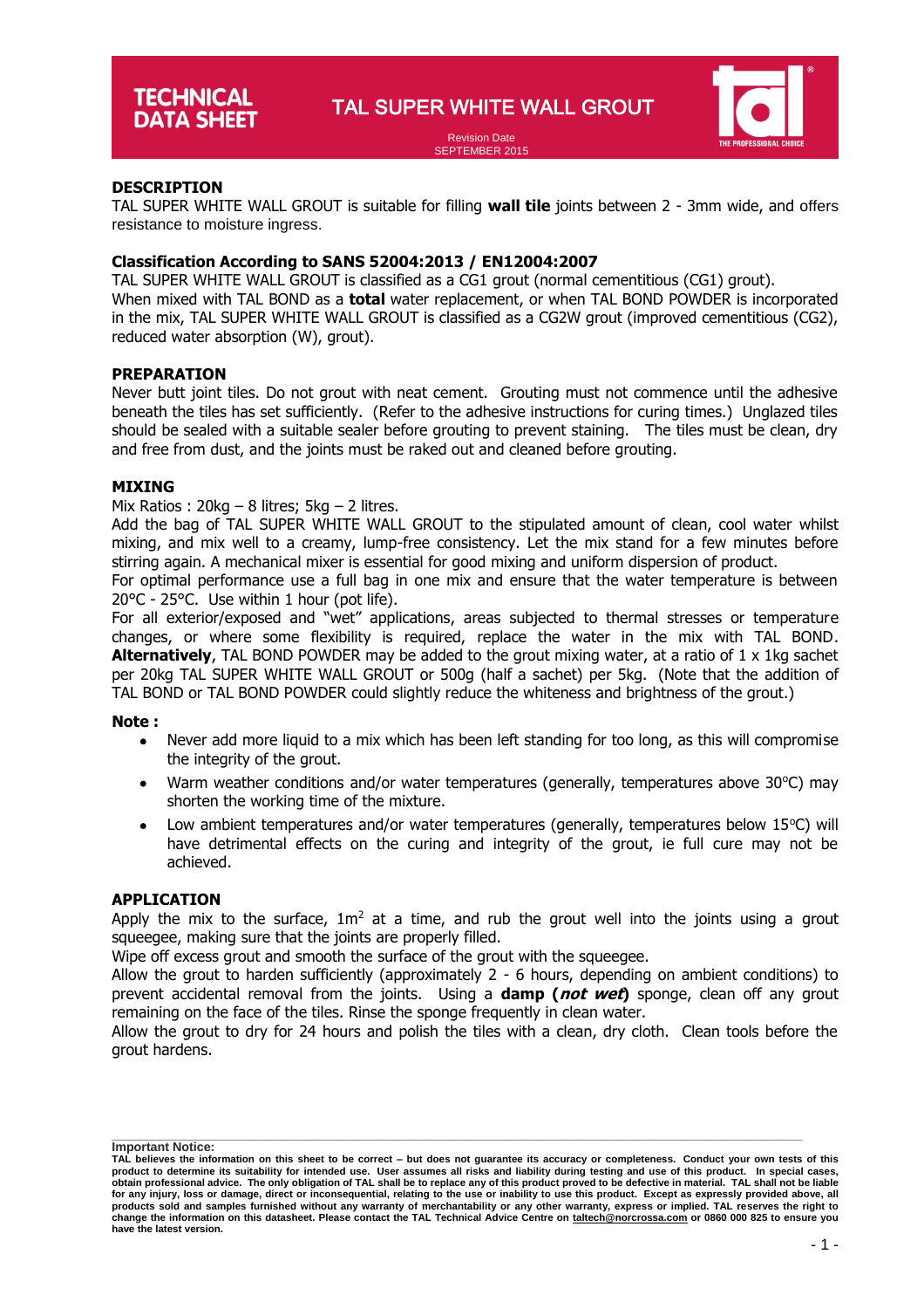# TECHNICAL DATA SHEET

# TAL SUPER WHITE WALL GROUT

Revision Date
SEPTEMBER 2015

## DESCRIPTION

TAL SUPER WHITE WALL GROUT is suitable for filling **wall tile** joints between 2 - 3mm wide, and offers resistance to moisture ingress.

## Classification According to SANS 52004:2013 / EN12004:2007

TAL SUPER WHITE WALL GROUT is classified as a CG1 grout (normal cementitious (CG1) grout).
When mixed with TAL BOND as a **total** water replacement, or when TAL BOND POWDER is incorporated in the mix, TAL SUPER WHITE WALL GROUT is classified as a CG2W grout (improved cementitious (CG2), reduced water absorption (W), grout).

## PREPARATION

Never butt joint tiles. Do not grout with neat cement. Grouting must not commence until the adhesive beneath the tiles has set sufficiently. (Refer to the adhesive instructions for curing times.) Unglazed tiles should be sealed with a suitable sealer before grouting to prevent staining. The tiles must be clean, dry and free from dust, and the joints must be raked out and cleaned before grouting.

## MIXING

Mix Ratios : 20kg – 8 litres; 5kg – 2 litres.
Add the bag of TAL SUPER WHITE WALL GROUT to the stipulated amount of clean, cool water whilst mixing, and mix well to a creamy, lump-free consistency. Let the mix stand for a few minutes before stirring again. A mechanical mixer is essential for good mixing and uniform dispersion of product.
For optimal performance use a full bag in one mix and ensure that the water temperature is between 20°C - 25°C. Use within 1 hour (pot life).
For all exterior/exposed and "wet" applications, areas subjected to thermal stresses or temperature changes, or where some flexibility is required, replace the water in the mix with TAL BOND. **Alternatively**, TAL BOND POWDER may be added to the grout mixing water, at a ratio of 1 x 1kg sachet per 20kg TAL SUPER WHITE WALL GROUT or 500g (half a sachet) per 5kg. (Note that the addition of TAL BOND or TAL BOND POWDER could slightly reduce the whiteness and brightness of the grout.)

**Note :**

- Never add more liquid to a mix which has been left standing for too long, as this will compromise the integrity of the grout.
- Warm weather conditions and/or water temperatures (generally, temperatures above 30°C) may shorten the working time of the mixture.
- Low ambient temperatures and/or water temperatures (generally, temperatures below 15°C) will have detrimental effects on the curing and integrity of the grout, ie full cure may not be achieved.

## APPLICATION

Apply the mix to the surface, $1m^2$ at a time, and rub the grout well into the joints using a grout squeegee, making sure that the joints are properly filled.
Wipe off excess grout and smooth the surface of the grout with the squeegee.
Allow the grout to harden sufficiently (approximately 2 - 6 hours, depending on ambient conditions) to prevent accidental removal from the joints. Using a **damp (*not wet*)** sponge, clean off any grout remaining on the face of the tiles. Rinse the sponge frequently in clean water.
Allow the grout to dry for 24 hours and polish the tiles with a clean, dry cloth. Clean tools before the grout hardens.

**Important Notice:**
**TAL believes the information on this sheet to be correct – but does not guarantee its accuracy or completeness. Conduct your own tests of this product to determine its suitability for intended use. User assumes all risks and liability during testing and use of this product. In special cases, obtain professional advice. The only obligation of TAL shall be to replace any of this product proved to be defective in material. TAL shall not be liable for any injury, loss or damage, direct or inconsequential, relating to the use or inability to use this product. Except as expressly provided above, all products sold and samples furnished without any warranty of merchantability or any other warranty, express or implied. TAL reserves the right to change the information on this datasheet. Please contact the TAL Technical Advice Centre on taltech@norcrossa.com or 0860 000 825 to ensure you have the latest version.**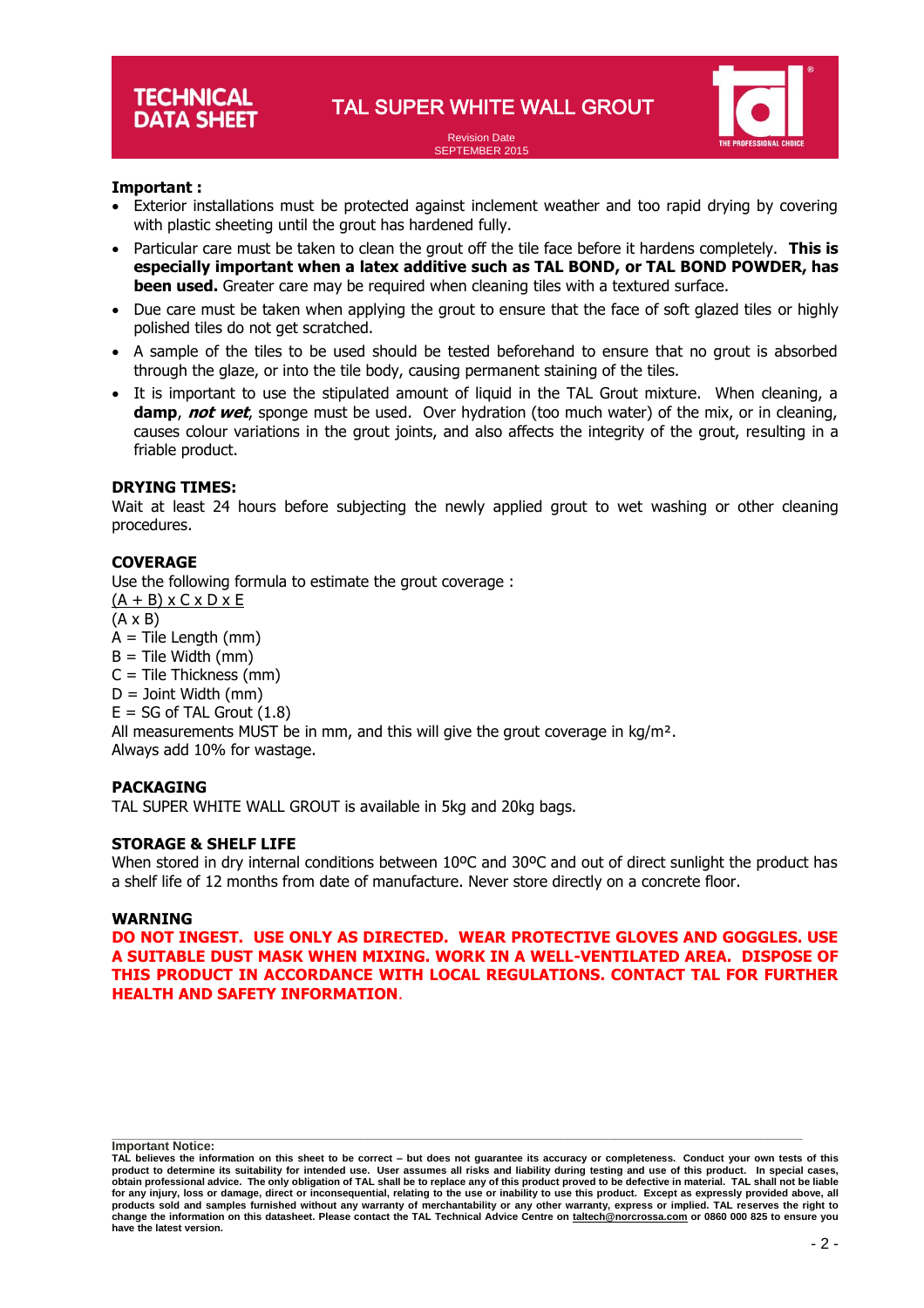**Important :**

- Exterior installations must be protected against inclement weather and too rapid drying by covering with plastic sheeting until the grout has hardened fully.
- Particular care must be taken to clean the grout off the tile face before it hardens completely. **This is especially important when a latex additive such as TAL BOND, or TAL BOND POWDER, has been used.** Greater care may be required when cleaning tiles with a textured surface.
- Due care must be taken when applying the grout to ensure that the face of soft glazed tiles or highly polished tiles do not get scratched.
- A sample of the tiles to be used should be tested beforehand to ensure that no grout is absorbed through the glaze, or into the tile body, causing permanent staining of the tiles.
- It is important to use the stipulated amount of liquid in the TAL Grout mixture. When cleaning, a **damp**, ***not wet***, sponge must be used. Over hydration (too much water) of the mix, or in cleaning, causes colour variations in the grout joints, and also affects the integrity of the grout, resulting in a friable product.

**DRYING TIMES:**

Wait at least 24 hours before subjecting the newly applied grout to wet washing or other cleaning procedures.

**COVERAGE**

Use the following formula to estimate the grout coverage :

$$\frac{(A + B) \times C \times D \times E}{(A \times B)}$$

A = Tile Length (mm)
B = Tile Width (mm)
C = Tile Thickness (mm)
D = Joint Width (mm)
E = SG of TAL Grout (1.8)

All measurements MUST be in mm, and this will give the grout coverage in kg/m².
Always add 10% for wastage.

**PACKAGING**

TAL SUPER WHITE WALL GROUT is available in 5kg and 20kg bags.

**STORAGE & SHELF LIFE**

When stored in dry internal conditions between 10ºC and 30ºC and out of direct sunlight the product has a shelf life of 12 months from date of manufacture. Never store directly on a concrete floor.

**WARNING**

**DO NOT INGEST. USE ONLY AS DIRECTED. WEAR PROTECTIVE GLOVES AND GOGGLES. USE A SUITABLE DUST MASK WHEN MIXING. WORK IN A WELL-VENTILATED AREA. DISPOSE OF THIS PRODUCT IN ACCORDANCE WITH LOCAL REGULATIONS. CONTACT TAL FOR FURTHER HEALTH AND SAFETY INFORMATION.**

**Important Notice:**

**TAL believes the information on this sheet to be correct – but does not guarantee its accuracy or completeness. Conduct your own tests of this product to determine its suitability for intended use. User assumes all risks and liability during testing and use of this product. In special cases, obtain professional advice. The only obligation of TAL shall be to replace any of this product proved to be defective in material. TAL shall not be liable for any injury, loss or damage, direct or inconsequential, relating to the use or inability to use this product. Except as expressly provided above, all products sold and samples furnished without any warranty of merchantability or any other warranty, express or implied. TAL reserves the right to change the information on this datasheet. Please contact the TAL Technical Advice Centre on taltech@norcrossa.com or 0860 000 825 to ensure you have the latest version.**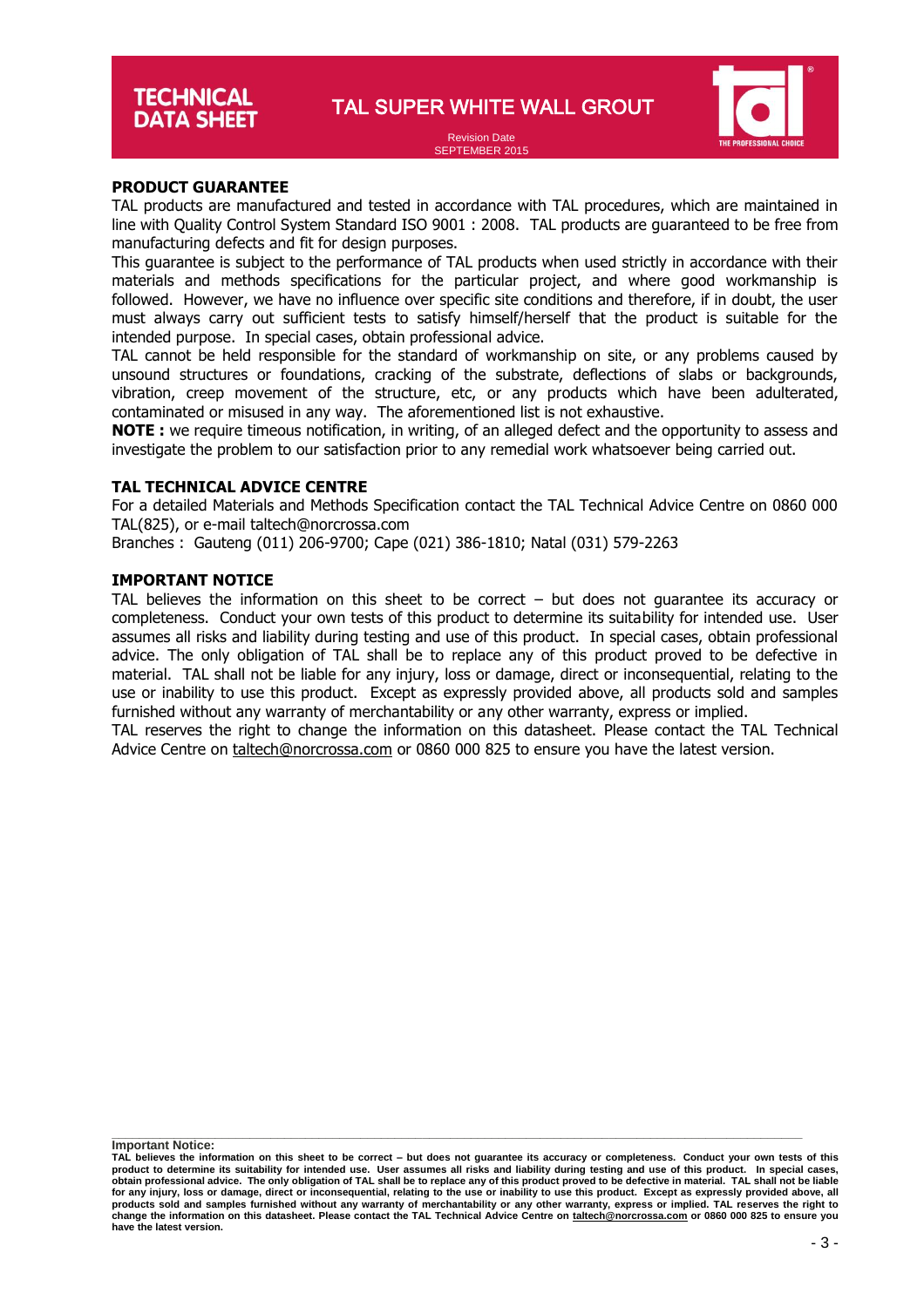## PRODUCT GUARANTEE

TAL products are manufactured and tested in accordance with TAL procedures, which are maintained in line with Quality Control System Standard ISO 9001 : 2008. TAL products are guaranteed to be free from manufacturing defects and fit for design purposes.

This guarantee is subject to the performance of TAL products when used strictly in accordance with their materials and methods specifications for the particular project, and where good workmanship is followed. However, we have no influence over specific site conditions and therefore, if in doubt, the user must always carry out sufficient tests to satisfy himself/herself that the product is suitable for the intended purpose. In special cases, obtain professional advice.

TAL cannot be held responsible for the standard of workmanship on site, or any problems caused by unsound structures or foundations, cracking of the substrate, deflections of slabs or backgrounds, vibration, creep movement of the structure, etc, or any products which have been adulterated, contaminated or misused in any way. The aforementioned list is not exhaustive.

**NOTE :** we require timeous notification, in writing, of an alleged defect and the opportunity to assess and investigate the problem to our satisfaction prior to any remedial work whatsoever being carried out.

## TAL TECHNICAL ADVICE CENTRE

For a detailed Materials and Methods Specification contact the TAL Technical Advice Centre on 0860 000 TAL(825), or e-mail taltech@norcrossa.com

Branches : Gauteng (011) 206-9700; Cape (021) 386-1810; Natal (031) 579-2263

## IMPORTANT NOTICE

TAL believes the information on this sheet to be correct – but does not guarantee its accuracy or completeness. Conduct your own tests of this product to determine its suitability for intended use. User assumes all risks and liability during testing and use of this product. In special cases, obtain professional advice. The only obligation of TAL shall be to replace any of this product proved to be defective in material. TAL shall not be liable for any injury, loss or damage, direct or inconsequential, relating to the use or inability to use this product. Except as expressly provided above, all products sold and samples furnished without any warranty of merchantability or any other warranty, express or implied.

TAL reserves the right to change the information on this datasheet. Please contact the TAL Technical Advice Centre on taltech@norcrossa.com or 0860 000 825 to ensure you have the latest version.